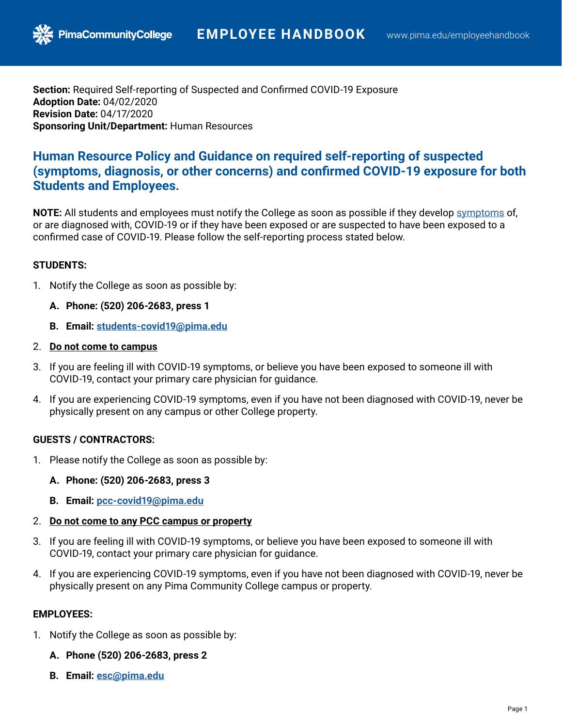**Section:** Required Self-reporting of Suspected and Confirmed COVID-19 Exposure
**Adoption Date:** 04/02/2020
**Revision Date:** 04/17/2020
**Sponsoring Unit/Department:** Human Resources

## Human Resource Policy and Guidance on required self-reporting of suspected (symptoms, diagnosis, or other concerns) and confirmed COVID-19 exposure for both Students and Employees.

**NOTE:** All students and employees must notify the College as soon as possible if they develop symptoms of, or are diagnosed with, COVID-19 or if they have been exposed or are suspected to have been exposed to a confirmed case of COVID-19. Please follow the self-reporting process stated below.

**STUDENTS:**

1. Notify the College as soon as possible by:
   - **A. Phone: (520) 206-2683, press 1**
   - **B. Email: students-covid19@pima.edu**
2. **Do not come to campus**
3. If you are feeling ill with COVID-19 symptoms, or believe you have been exposed to someone ill with COVID-19, contact your primary care physician for guidance.
4. If you are experiencing COVID-19 symptoms, even if you have not been diagnosed with COVID-19, never be physically present on any campus or other College property.

**GUESTS / CONTRACTORS:**

1. Please notify the College as soon as possible by:
   - **A. Phone: (520) 206-2683, press 3**
   - **B. Email: pcc-covid19@pima.edu**
2. **Do not come to any PCC campus or property**
3. If you are feeling ill with COVID-19 symptoms, or believe you have been exposed to someone ill with COVID-19, contact your primary care physician for guidance.
4. If you are experiencing COVID-19 symptoms, even if you have not been diagnosed with COVID-19, never be physically present on any Pima Community College campus or property.

**EMPLOYEES:**

1. Notify the College as soon as possible by:
   - **A. Phone (520) 206-2683, press 2**
   - **B. Email: esc@pima.edu**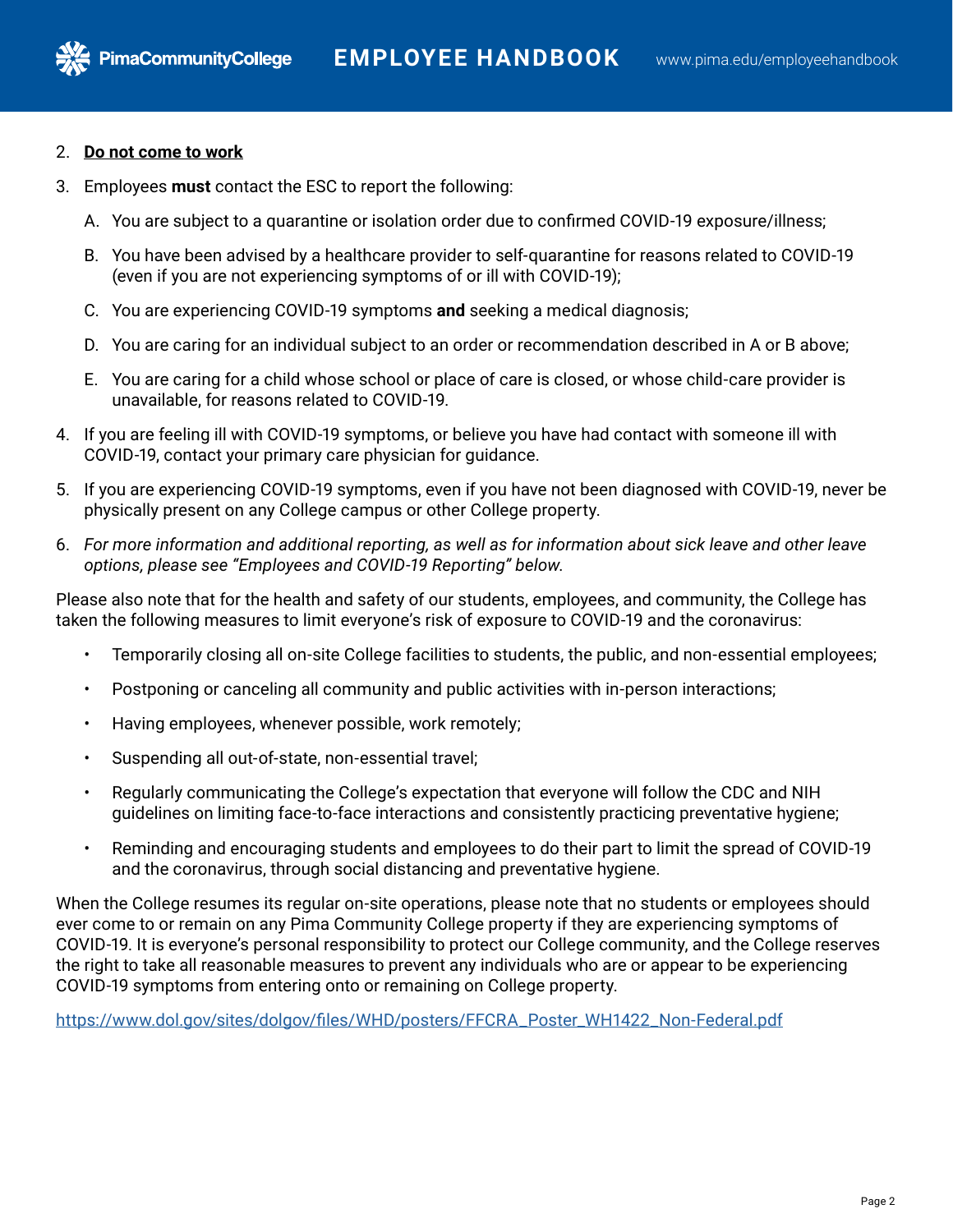2. **<u>Do not come to work</u>**
3. Employees **must** contact the ESC to report the following:
   A. You are subject to a quarantine or isolation order due to confirmed COVID-19 exposure/illness;
   B. You have been advised by a healthcare provider to self-quarantine for reasons related to COVID-19 (even if you are not experiencing symptoms of or ill with COVID-19);
   C. You are experiencing COVID-19 symptoms **and** seeking a medical diagnosis;
   D. You are caring for an individual subject to an order or recommendation described in A or B above;
   E. You are caring for a child whose school or place of care is closed, or whose child-care provider is unavailable, for reasons related to COVID-19.
4. If you are feeling ill with COVID-19 symptoms, or believe you have had contact with someone ill with COVID-19, contact your primary care physician for guidance.
5. If you are experiencing COVID-19 symptoms, even if you have not been diagnosed with COVID-19, never be physically present on any College campus or other College property.
6. *For more information and additional reporting, as well as for information about sick leave and other leave options, please see "Employees and COVID-19 Reporting" below.*

Please also note that for the health and safety of our students, employees, and community, the College has taken the following measures to limit everyone's risk of exposure to COVID-19 and the coronavirus:

- Temporarily closing all on-site College facilities to students, the public, and non-essential employees;
- Postponing or canceling all community and public activities with in-person interactions;
- Having employees, whenever possible, work remotely;
- Suspending all out-of-state, non-essential travel;
- Regularly communicating the College's expectation that everyone will follow the CDC and NIH guidelines on limiting face-to-face interactions and consistently practicing preventative hygiene;
- Reminding and encouraging students and employees to do their part to limit the spread of COVID-19 and the coronavirus, through social distancing and preventative hygiene.

When the College resumes its regular on-site operations, please note that no students or employees should ever come to or remain on any Pima Community College property if they are experiencing symptoms of COVID-19. It is everyone's personal responsibility to protect our College community, and the College reserves the right to take all reasonable measures to prevent any individuals who are or appear to be experiencing COVID-19 symptoms from entering onto or remaining on College property.

https://www.dol.gov/sites/dolgov/files/WHD/posters/FFCRA_Poster_WH1422_Non-Federal.pdf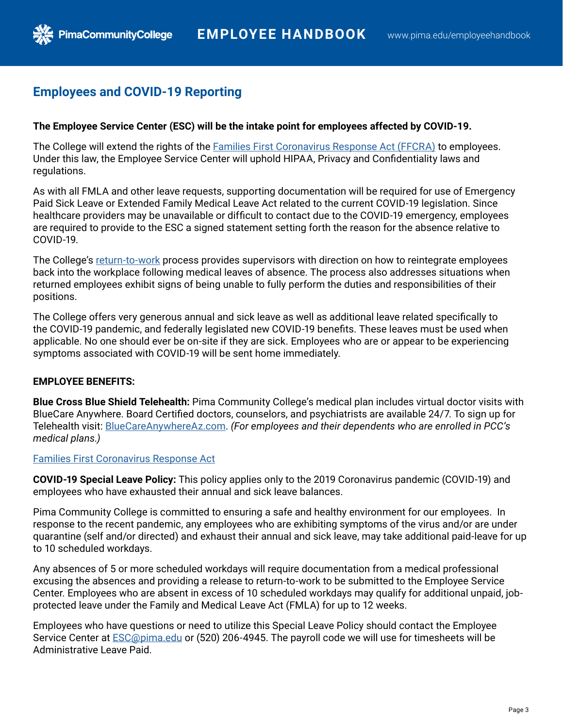## Employees and COVID-19 Reporting

**The Employee Service Center (ESC) will be the intake point for employees affected by COVID-19.**

The College will extend the rights of the [Families First Coronavirus Response Act (FFCRA)]() to employees. Under this law, the Employee Service Center will uphold HIPAA, Privacy and Confidentiality laws and regulations.

As with all FMLA and other leave requests, supporting documentation will be required for use of Emergency Paid Sick Leave or Extended Family Medical Leave Act related to the current COVID-19 legislation. Since healthcare providers may be unavailable or difficult to contact due to the COVID-19 emergency, employees are required to provide to the ESC a signed statement setting forth the reason for the absence relative to COVID-19.

The College's [return-to-work]() process provides supervisors with direction on how to reintegrate employees back into the workplace following medical leaves of absence. The process also addresses situations when returned employees exhibit signs of being unable to fully perform the duties and responsibilities of their positions.

The College offers very generous annual and sick leave as well as additional leave related specifically to the COVID-19 pandemic, and federally legislated new COVID-19 benefits. These leaves must be used when applicable. No one should ever be on-site if they are sick. Employees who are or appear to be experiencing symptoms associated with COVID-19 will be sent home immediately.

**EMPLOYEE BENEFITS:**

**Blue Cross Blue Shield Telehealth:** Pima Community College's medical plan includes virtual doctor visits with BlueCare Anywhere. Board Certified doctors, counselors, and psychiatrists are available 24/7. To sign up for Telehealth visit: [BlueCareAnywhereAz.com](). *(For employees and their dependents who are enrolled in PCC's medical plans.)*

[Families First Coronavirus Response Act]()

**COVID-19 Special Leave Policy:** This policy applies only to the 2019 Coronavirus pandemic (COVID-19) and employees who have exhausted their annual and sick leave balances.

Pima Community College is committed to ensuring a safe and healthy environment for our employees. In response to the recent pandemic, any employees who are exhibiting symptoms of the virus and/or are under quarantine (self and/or directed) and exhaust their annual and sick leave, may take additional paid-leave for up to 10 scheduled workdays.

Any absences of 5 or more scheduled workdays will require documentation from a medical professional excusing the absences and providing a release to return-to-work to be submitted to the Employee Service Center. Employees who are absent in excess of 10 scheduled workdays may qualify for additional unpaid, job-protected leave under the Family and Medical Leave Act (FMLA) for up to 12 weeks.

Employees who have questions or need to utilize this Special Leave Policy should contact the Employee Service Center at [ESC@pima.edu]() or (520) 206-4945. The payroll code we will use for timesheets will be Administrative Leave Paid.